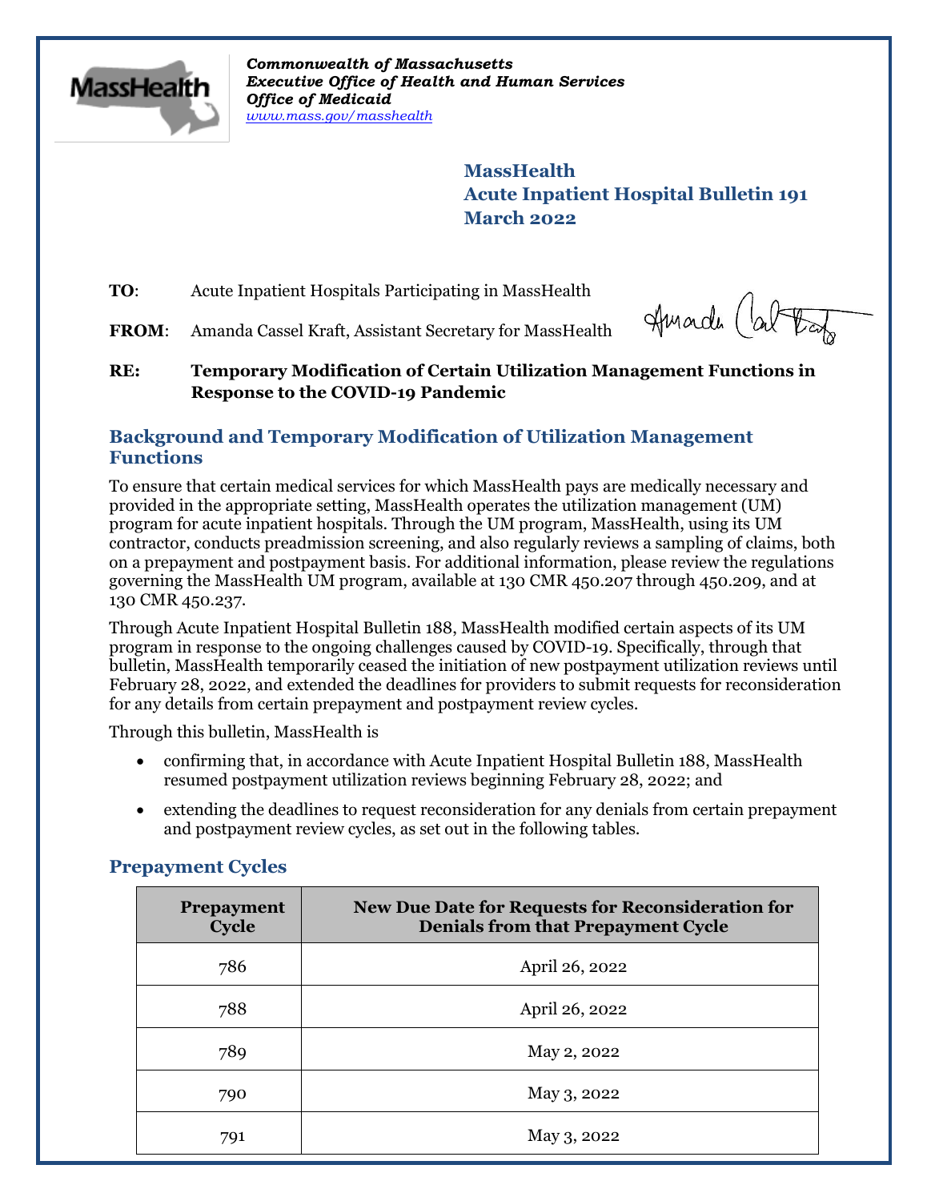Commonwealth of Massachusetts
*Executive Office of Health and Human Services*
*Office of Medicaid*
*www.mass.gov/masshealth*

# MassHealth
# Acute Inpatient Hospital Bulletin 191
# March 2022

**TO**: Acute Inpatient Hospitals Participating in MassHealth

**FROM**: Amanda Cassel Kraft, Assistant Secretary for MassHealth

**RE: Temporary Modification of Certain Utilization Management Functions in Response to the COVID-19 Pandemic**

## Background and Temporary Modification of Utilization Management Functions

To ensure that certain medical services for which MassHealth pays are medically necessary and provided in the appropriate setting, MassHealth operates the utilization management (UM) program for acute inpatient hospitals. Through the UM program, MassHealth, using its UM contractor, conducts preadmission screening, and also regularly reviews a sampling of claims, both on a prepayment and postpayment basis. For additional information, please review the regulations governing the MassHealth UM program, available at 130 CMR 450.207 through 450.209, and at 130 CMR 450.237.

Through Acute Inpatient Hospital Bulletin 188, MassHealth modified certain aspects of its UM program in response to the ongoing challenges caused by COVID-19. Specifically, through that bulletin, MassHealth temporarily ceased the initiation of new postpayment utilization reviews until February 28, 2022, and extended the deadlines for providers to submit requests for reconsideration for any details from certain prepayment and postpayment review cycles.

Through this bulletin, MassHealth is

- confirming that, in accordance with Acute Inpatient Hospital Bulletin 188, MassHealth resumed postpayment utilization reviews beginning February 28, 2022; and
- extending the deadlines to request reconsideration for any denials from certain prepayment and postpayment review cycles, as set out in the following tables.

## Prepayment Cycles

| Prepayment Cycle | New Due Date for Requests for Reconsideration for Denials from that Prepayment Cycle |
|---|---|
| 786 | April 26, 2022 |
| 788 | April 26, 2022 |
| 789 | May 2, 2022 |
| 790 | May 3, 2022 |
| 791 | May 3, 2022 |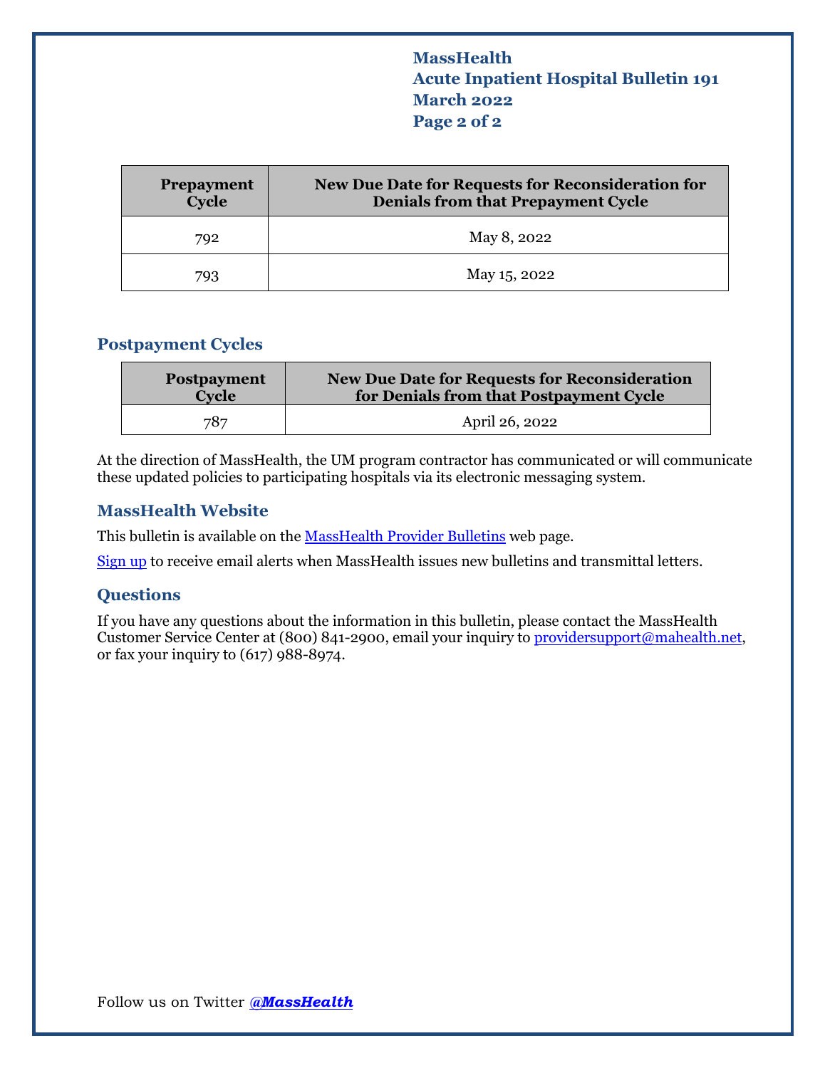| Prepayment Cycle | New Due Date for Requests for Reconsideration for Denials from that Prepayment Cycle |
| --- | --- |
| 792 | May 8, 2022 |
| 793 | May 15, 2022 |

## Postpayment Cycles

| Postpayment Cycle | New Due Date for Requests for Reconsideration for Denials from that Postpayment Cycle |
| --- | --- |
| 787 | April 26, 2022 |

At the direction of MassHealth, the UM program contractor has communicated or will communicate these updated policies to participating hospitals via its electronic messaging system.

## MassHealth Website

This bulletin is available on the MassHealth Provider Bulletins web page.

Sign up to receive email alerts when MassHealth issues new bulletins and transmittal letters.

## Questions

If you have any questions about the information in this bulletin, please contact the MassHealth Customer Service Center at (800) 841-2900, email your inquiry to providersupport@mahealth.net, or fax your inquiry to (617) 988-8974.

Follow us on Twitter ***@MassHealth***